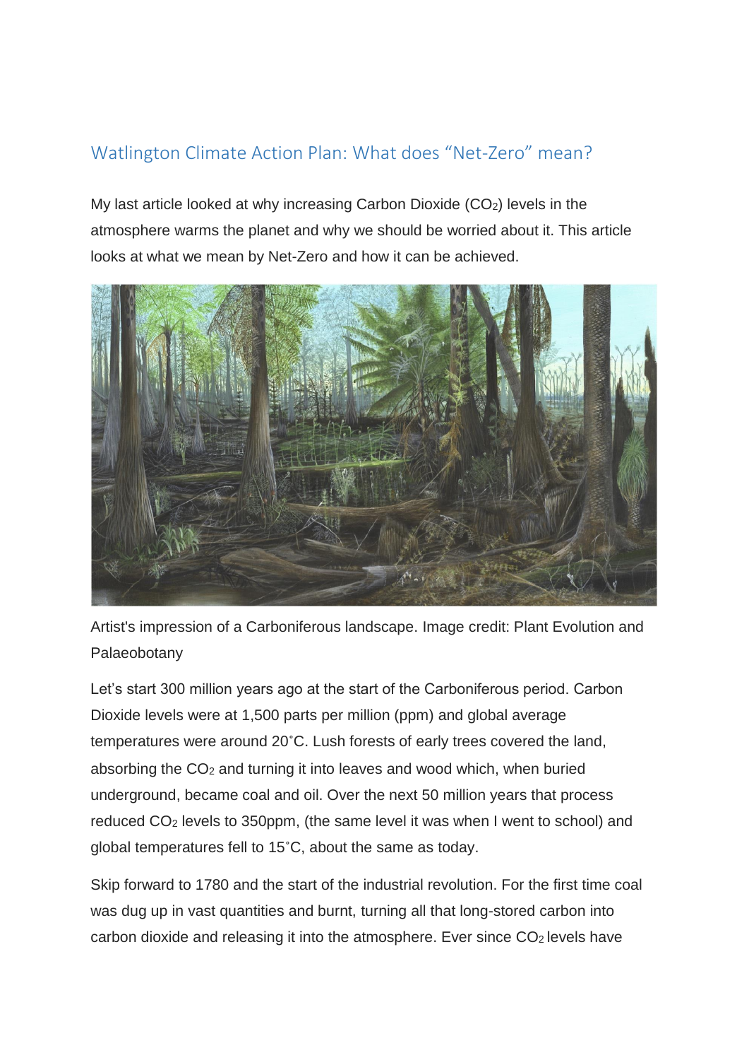## Watlington Climate Action Plan: What does "Net-Zero" mean?

My last article looked at why increasing Carbon Dioxide ($CO_2$) levels in the atmosphere warms the planet and why we should be worried about it. This article looks at what we mean by Net-Zero and how it can be achieved.

Artist's impression of a Carboniferous landscape. Image credit: Plant Evolution and Palaeobotany

Let's start 300 million years ago at the start of the Carboniferous period. Carbon Dioxide levels were at 1,500 parts per million (ppm) and global average temperatures were around 20˚C. Lush forests of early trees covered the land, absorbing the $CO_2$ and turning it into leaves and wood which, when buried underground, became coal and oil. Over the next 50 million years that process reduced $CO_2$ levels to 350ppm, (the same level it was when I went to school) and global temperatures fell to 15˚C, about the same as today.

Skip forward to 1780 and the start of the industrial revolution. For the first time coal was dug up in vast quantities and burnt, turning all that long-stored carbon into carbon dioxide and releasing it into the atmosphere. Ever since $CO_2$ levels have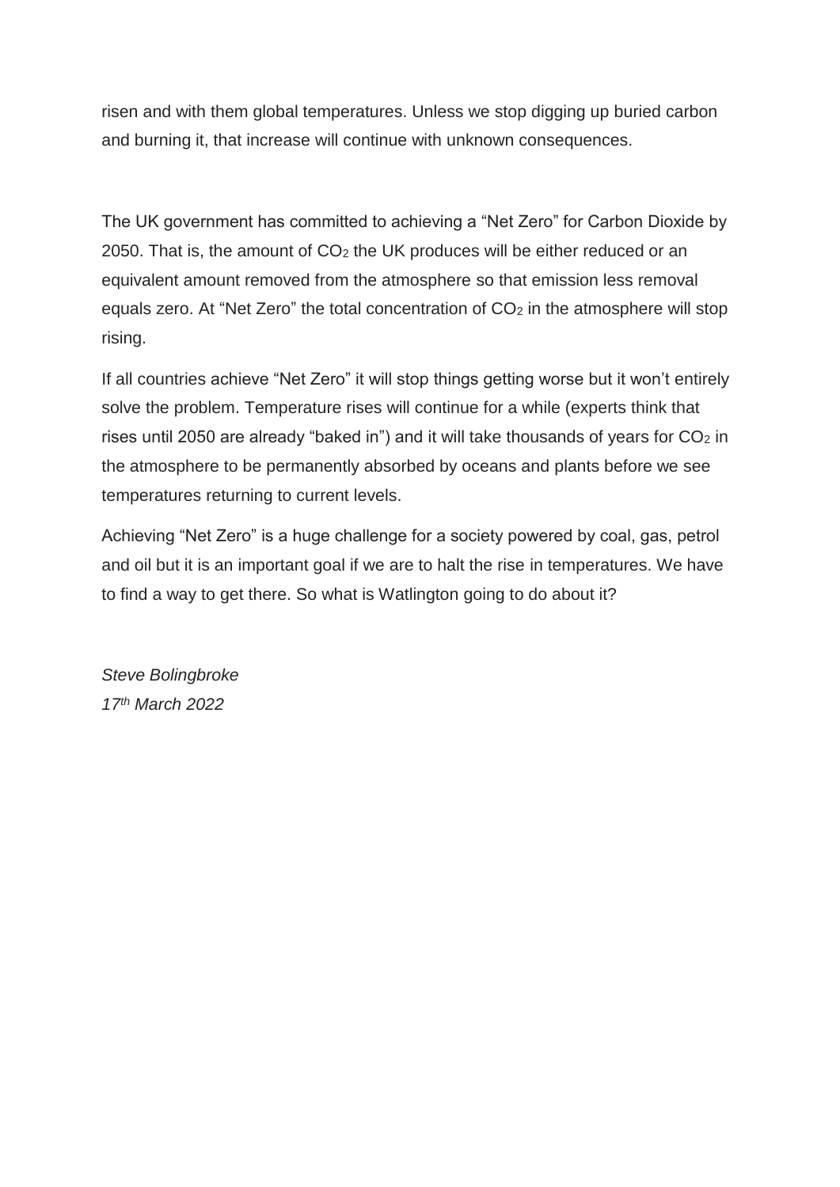risen and with them global temperatures. Unless we stop digging up buried carbon and burning it, that increase will continue with unknown consequences.

The UK government has committed to achieving a "Net Zero" for Carbon Dioxide by 2050. That is, the amount of $CO_2$ the UK produces will be either reduced or an equivalent amount removed from the atmosphere so that emission less removal equals zero. At "Net Zero" the total concentration of $CO_2$ in the atmosphere will stop rising.

If all countries achieve "Net Zero" it will stop things getting worse but it won't entirely solve the problem. Temperature rises will continue for a while (experts think that rises until 2050 are already "baked in") and it will take thousands of years for $CO_2$ in the atmosphere to be permanently absorbed by oceans and plants before we see temperatures returning to current levels.

Achieving "Net Zero" is a huge challenge for a society powered by coal, gas, petrol and oil but it is an important goal if we are to halt the rise in temperatures. We have to find a way to get there. So what is Watlington going to do about it?

*Steve Bolingbroke*
*17th March 2022*